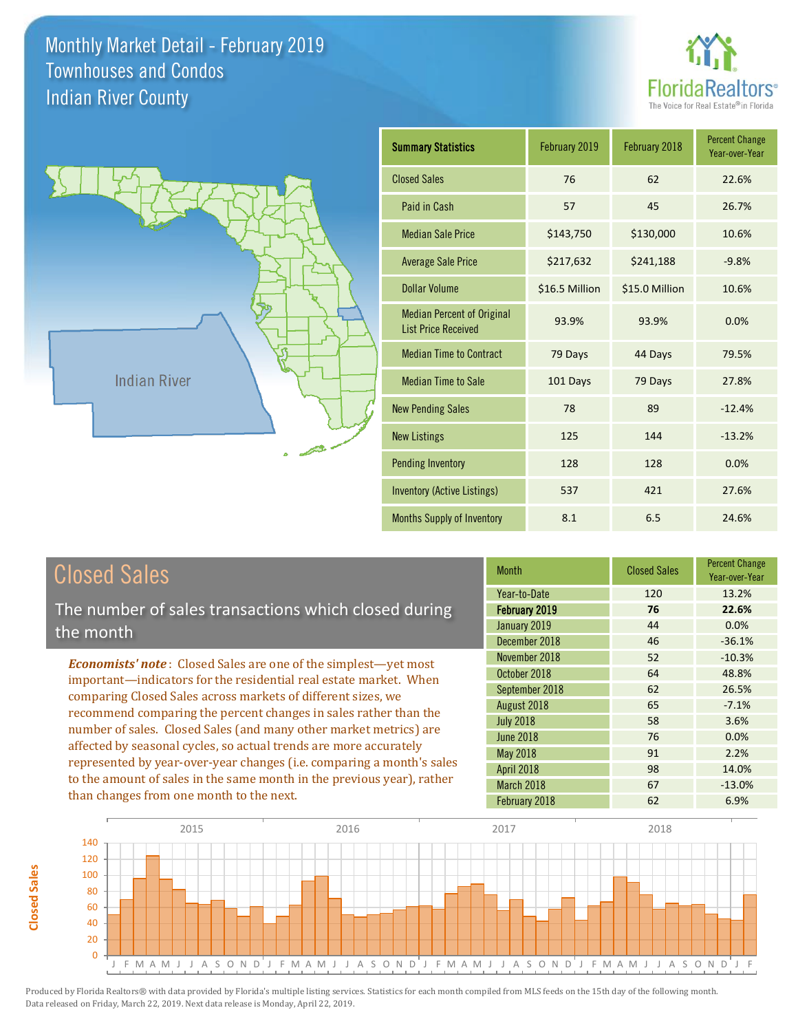# Monthly Market Detail - February 2019
## Townhouses and Condos
## Indian River County

FloridaRealtors® The Voice for Real Estate® in Florida

Indian River

| Summary Statistics | February 2019 | February 2018 | Percent Change Year-over-Year |
|---|---|---|---|
| Closed Sales | 76 | 62 | 22.6% |
| Paid in Cash | 57 | 45 | 26.7% |
| Median Sale Price | $143,750 | $130,000 | 10.6% |
| Average Sale Price | $217,632 | $241,188 | -9.8% |
| Dollar Volume | $16.5 Million | $15.0 Million | 10.6% |
| Median Percent of Original List Price Received | 93.9% | 93.9% | 0.0% |
| Median Time to Contract | 79 Days | 44 Days | 79.5% |
| Median Time to Sale | 101 Days | 79 Days | 27.8% |
| New Pending Sales | 78 | 89 | -12.4% |
| New Listings | 125 | 144 | -13.2% |
| Pending Inventory | 128 | 128 | 0.0% |
| Inventory (Active Listings) | 537 | 421 | 27.6% |
| Months Supply of Inventory | 8.1 | 6.5 | 24.6% |

## Closed Sales

The number of sales transactions which closed during the month

*Economists' note*: Closed Sales are one of the simplest—yet most important—indicators for the residential real estate market. When comparing Closed Sales across markets of different sizes, we recommend comparing the percent changes in sales rather than the number of sales. Closed Sales (and many other market metrics) are affected by seasonal cycles, so actual trends are more accurately represented by year-over-year changes (i.e. comparing a month's sales to the amount of sales in the same month in the previous year), rather than changes from one month to the next.

| Month | Closed Sales | Percent Change Year-over-Year |
|---|---|---|
| Year-to-Date | 120 | 13.2% |
| **February 2019** | **76** | **22.6%** |
| January 2019 | 44 | 0.0% |
| December 2018 | 46 | -36.1% |
| November 2018 | 52 | -10.3% |
| October 2018 | 64 | 48.8% |
| September 2018 | 62 | 26.5% |
| August 2018 | 65 | -7.1% |
| July 2018 | 58 | 3.6% |
| June 2018 | 76 | 0.0% |
| May 2018 | 91 | 2.2% |
| April 2018 | 98 | 14.0% |
| March 2018 | 67 | -13.0% |
| February 2018 | 62 | 6.9% |

Produced by Florida Realtors® with data provided by Florida's multiple listing services. Statistics for each month compiled from MLS feeds on the 15th day of the following month. Data released on Friday, March 22, 2019. Next data release is Monday, April 22, 2019.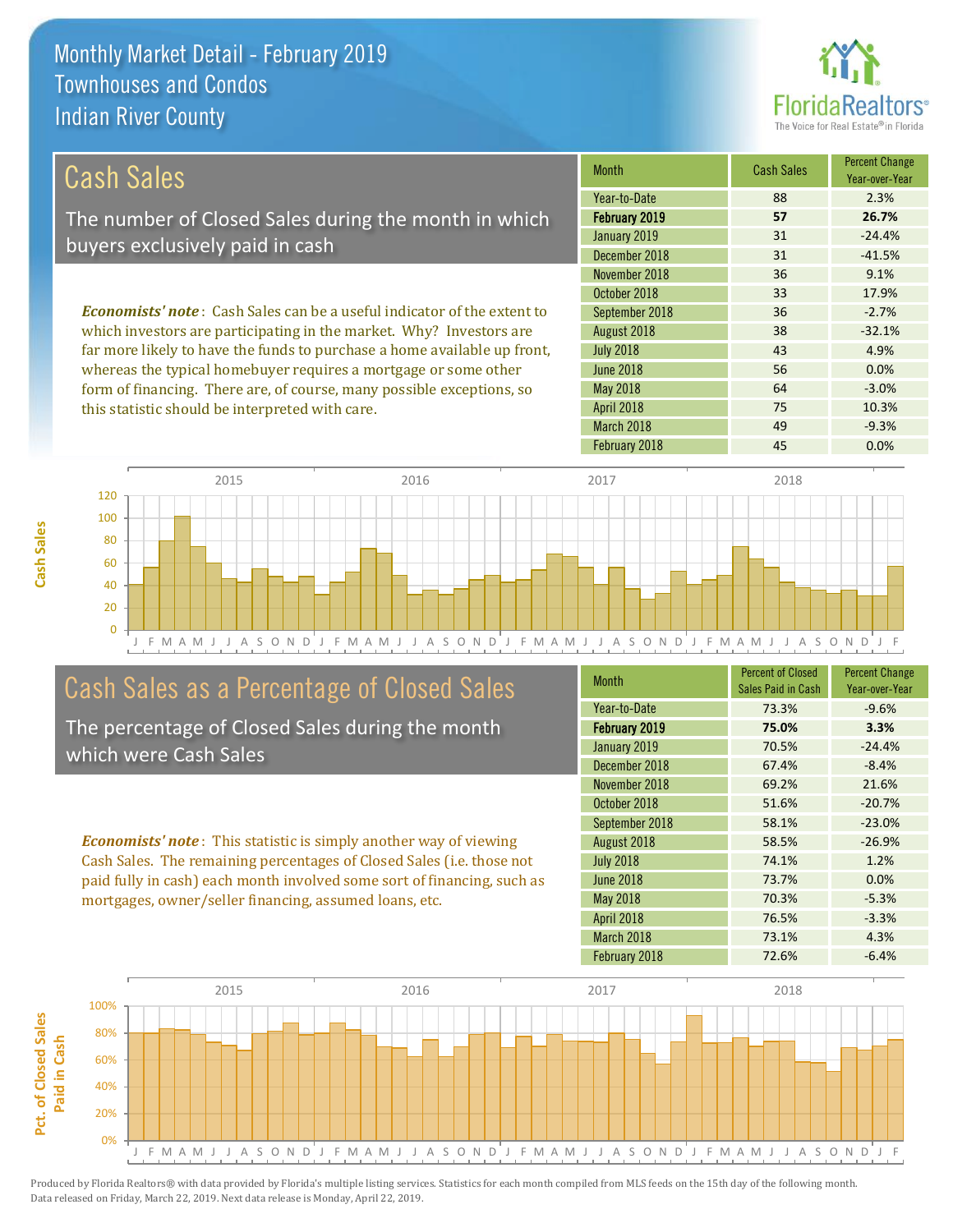# Monthly Market Detail - February 2019
## Townhouses and Condos
## Indian River County

## Cash Sales

The number of Closed Sales during the month in which buyers exclusively paid in cash

*Economists' note*: Cash Sales can be a useful indicator of the extent to which investors are participating in the market. Why? Investors are far more likely to have the funds to purchase a home available up front, whereas the typical homebuyer requires a mortgage or some other form of financing. There are, of course, many possible exceptions, so this statistic should be interpreted with care.

| Month | Cash Sales | Percent Change Year-over-Year |
|---|---|---|
| Year-to-Date | 88 | 2.3% |
| **February 2019** | **57** | **26.7%** |
| January 2019 | 31 | -24.4% |
| December 2018 | 31 | -41.5% |
| November 2018 | 36 | 9.1% |
| October 2018 | 33 | 17.9% |
| September 2018 | 36 | -2.7% |
| August 2018 | 38 | -32.1% |
| July 2018 | 43 | 4.9% |
| June 2018 | 56 | 0.0% |
| May 2018 | 64 | -3.0% |
| April 2018 | 75 | 10.3% |
| March 2018 | 49 | -9.3% |
| February 2018 | 45 | 0.0% |

## Cash Sales as a Percentage of Closed Sales

The percentage of Closed Sales during the month which were Cash Sales

*Economists' note*: This statistic is simply another way of viewing Cash Sales. The remaining percentages of Closed Sales (i.e. those not paid fully in cash) each month involved some sort of financing, such as mortgages, owner/seller financing, assumed loans, etc.

| Month | Percent of Closed Sales Paid in Cash | Percent Change Year-over-Year |
|---|---|---|
| Year-to-Date | 73.3% | -9.6% |
| **February 2019** | **75.0%** | **3.3%** |
| January 2019 | 70.5% | -24.4% |
| December 2018 | 67.4% | -8.4% |
| November 2018 | 69.2% | 21.6% |
| October 2018 | 51.6% | -20.7% |
| September 2018 | 58.1% | -23.0% |
| August 2018 | 58.5% | -26.9% |
| July 2018 | 74.1% | 1.2% |
| June 2018 | 73.7% | 0.0% |
| May 2018 | 70.3% | -5.3% |
| April 2018 | 76.5% | -3.3% |
| March 2018 | 73.1% | 4.3% |
| February 2018 | 72.6% | -6.4% |

Produced by Florida Realtors® with data provided by Florida's multiple listing services. Statistics for each month compiled from MLS feeds on the 15th day of the following month. Data released on Friday, March 22, 2019. Next data release is Monday, April 22, 2019.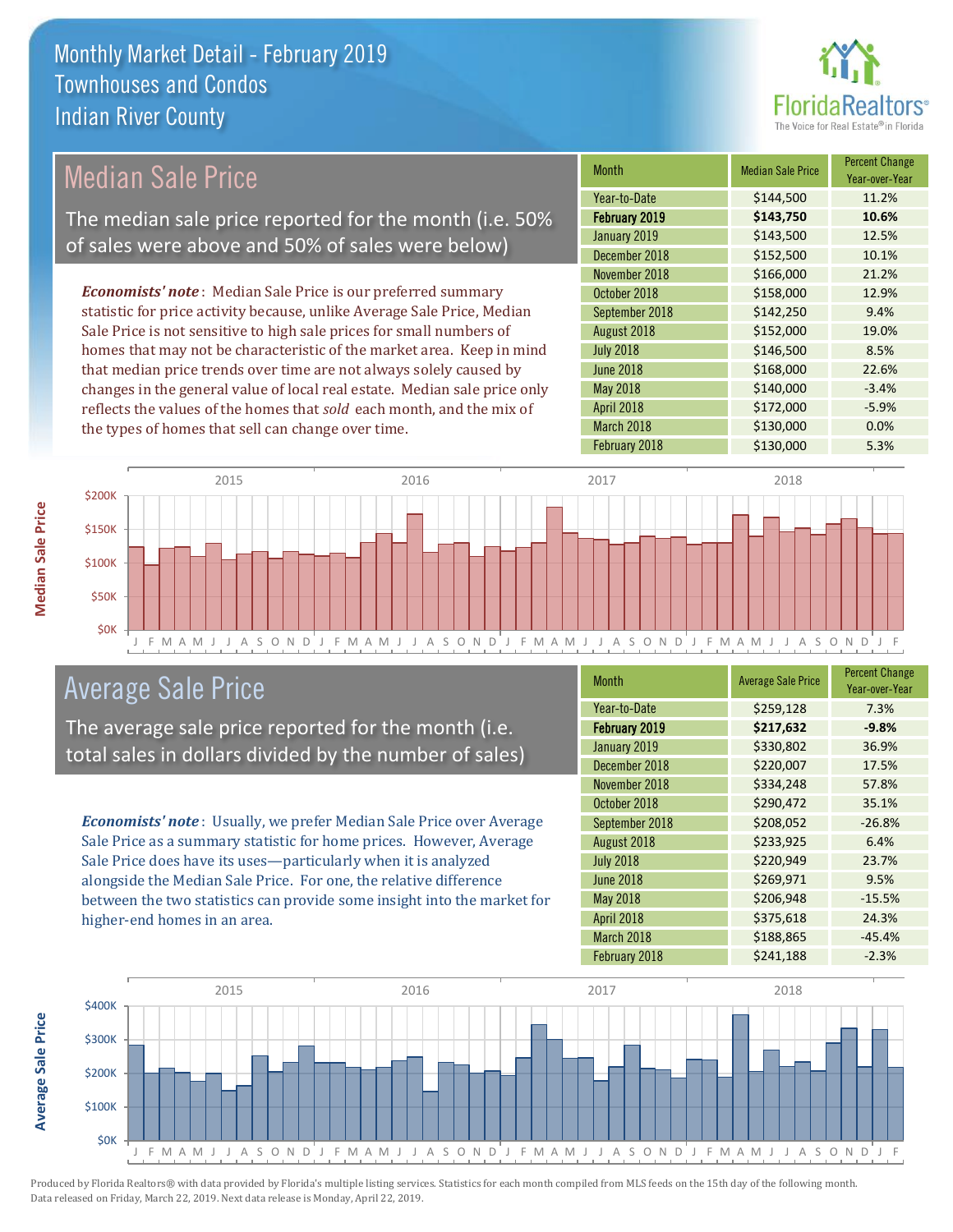# Monthly Market Detail - February 2019
## Townhouses and Condos
## Indian River County

## Median Sale Price

The median sale price reported for the month (i.e. 50% of sales were above and 50% of sales were below)

*Economists' note*: Median Sale Price is our preferred summary statistic for price activity because, unlike Average Sale Price, Median Sale Price is not sensitive to high sale prices for small numbers of homes that may not be characteristic of the market area. Keep in mind that median price trends over time are not always solely caused by changes in the general value of local real estate. Median sale price only reflects the values of the homes that *sold* each month, and the mix of the types of homes that sell can change over time.

| Month | Median Sale Price | Percent Change Year-over-Year |
|---|---|---|
| Year-to-Date | $144,500 | 11.2% |
| **February 2019** | **$143,750** | **10.6%** |
| January 2019 | $143,500 | 12.5% |
| December 2018 | $152,500 | 10.1% |
| November 2018 | $166,000 | 21.2% |
| October 2018 | $158,000 | 12.9% |
| September 2018 | $142,250 | 9.4% |
| August 2018 | $152,000 | 19.0% |
| July 2018 | $146,500 | 8.5% |
| June 2018 | $168,000 | 22.6% |
| May 2018 | $140,000 | -3.4% |
| April 2018 | $172,000 | -5.9% |
| March 2018 | $130,000 | 0.0% |
| February 2018 | $130,000 | 5.3% |

## Average Sale Price

The average sale price reported for the month (i.e. total sales in dollars divided by the number of sales)

*Economists' note*: Usually, we prefer Median Sale Price over Average Sale Price as a summary statistic for home prices. However, Average Sale Price does have its uses—particularly when it is analyzed alongside the Median Sale Price. For one, the relative difference between the two statistics can provide some insight into the market for higher-end homes in an area.

| Month | Average Sale Price | Percent Change Year-over-Year |
|---|---|---|
| Year-to-Date | $259,128 | 7.3% |
| **February 2019** | **$217,632** | **-9.8%** |
| January 2019 | $330,802 | 36.9% |
| December 2018 | $220,007 | 17.5% |
| November 2018 | $334,248 | 57.8% |
| October 2018 | $290,472 | 35.1% |
| September 2018 | $208,052 | -26.8% |
| August 2018 | $233,925 | 6.4% |
| July 2018 | $220,949 | 23.7% |
| June 2018 | $269,971 | 9.5% |
| May 2018 | $206,948 | -15.5% |
| April 2018 | $375,618 | 24.3% |
| March 2018 | $188,865 | -45.4% |
| February 2018 | $241,188 | -2.3% |

Produced by Florida Realtors® with data provided by Florida's multiple listing services. Statistics for each month compiled from MLS feeds on the 15th day of the following month. Data released on Friday, March 22, 2019. Next data release is Monday, April 22, 2019.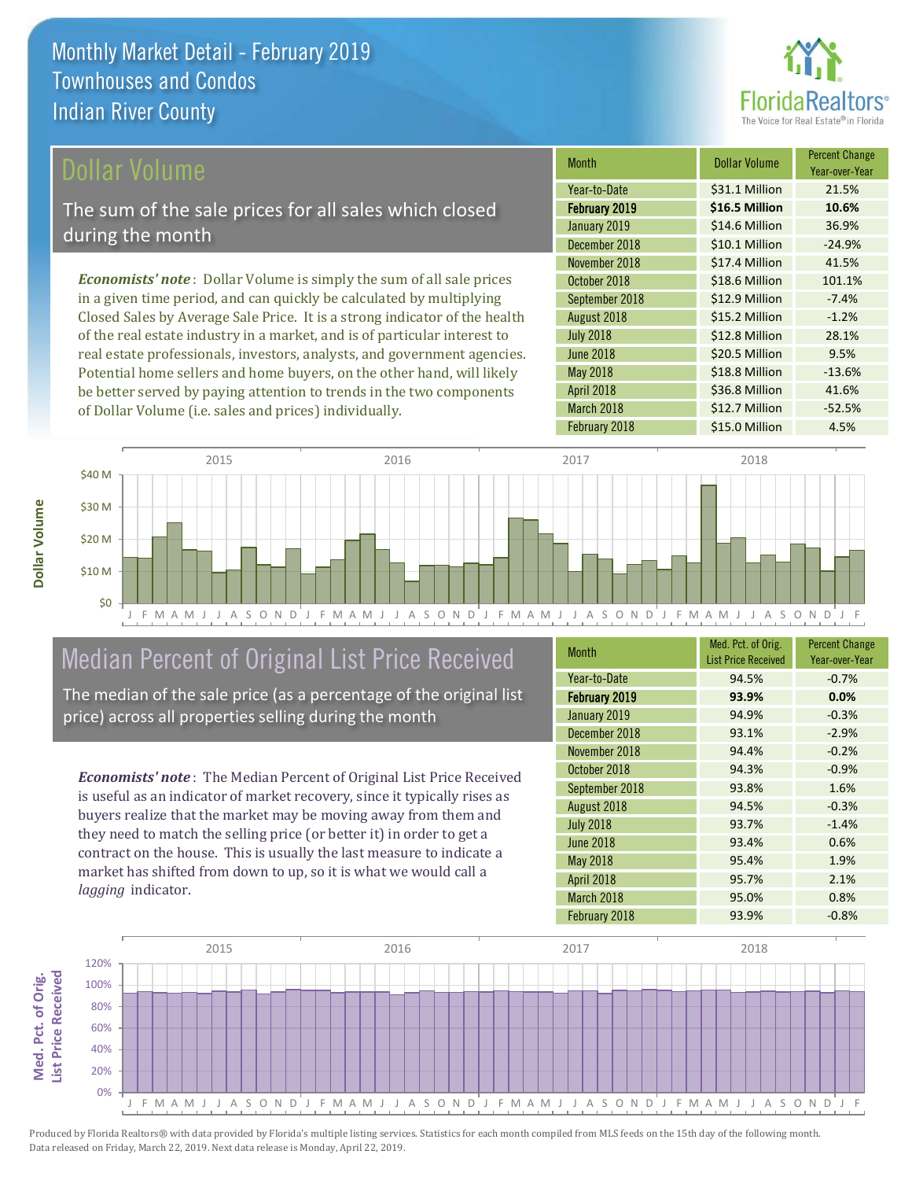# Monthly Market Detail - February 2019
## Townhouses and Condos
## Indian River County

## Dollar Volume

The sum of the sale prices for all sales which closed during the month

***Economists' note***: Dollar Volume is simply the sum of all sale prices in a given time period, and can quickly be calculated by multiplying Closed Sales by Average Sale Price. It is a strong indicator of the health of the real estate industry in a market, and is of particular interest to real estate professionals, investors, analysts, and government agencies. Potential home sellers and home buyers, on the other hand, will likely be better served by paying attention to trends in the two components of Dollar Volume (i.e. sales and prices) individually.

| Month | Dollar Volume | Percent Change Year-over-Year |
|---|---|---|
| Year-to-Date | $31.1 Million | 21.5% |
| **February 2019** | **$16.5 Million** | **10.6%** |
| January 2019 | $14.6 Million | 36.9% |
| December 2018 | $10.1 Million | -24.9% |
| November 2018 | $17.4 Million | 41.5% |
| October 2018 | $18.6 Million | 101.1% |
| September 2018 | $12.9 Million | -7.4% |
| August 2018 | $15.2 Million | -1.2% |
| July 2018 | $12.8 Million | 28.1% |
| June 2018 | $20.5 Million | 9.5% |
| May 2018 | $18.8 Million | -13.6% |
| April 2018 | $36.8 Million | 41.6% |
| March 2018 | $12.7 Million | -52.5% |
| February 2018 | $15.0 Million | 4.5% |

## Median Percent of Original List Price Received

The median of the sale price (as a percentage of the original list price) across all properties selling during the month

***Economists' note***: The Median Percent of Original List Price Received is useful as an indicator of market recovery, since it typically rises as buyers realize that the market may be moving away from them and they need to match the selling price (or better it) in order to get a contract on the house. This is usually the last measure to indicate a market has shifted from down to up, so it is what we would call a *lagging* indicator.

| Month | Med. Pct. of Orig. List Price Received | Percent Change Year-over-Year |
|---|---|---|
| Year-to-Date | 94.5% | -0.7% |
| **February 2019** | **93.9%** | **0.0%** |
| January 2019 | 94.9% | -0.3% |
| December 2018 | 93.1% | -2.9% |
| November 2018 | 94.4% | -0.2% |
| October 2018 | 94.3% | -0.9% |
| September 2018 | 93.8% | 1.6% |
| August 2018 | 94.5% | -0.3% |
| July 2018 | 93.7% | -1.4% |
| June 2018 | 93.4% | 0.6% |
| May 2018 | 95.4% | 1.9% |
| April 2018 | 95.7% | 2.1% |
| March 2018 | 95.0% | 0.8% |
| February 2018 | 93.9% | -0.8% |

Produced by Florida Realtors® with data provided by Florida's multiple listing services. Statistics for each month compiled from MLS feeds on the 15th day of the following month. Data released on Friday, March 22, 2019. Next data release is Monday, April 22, 2019.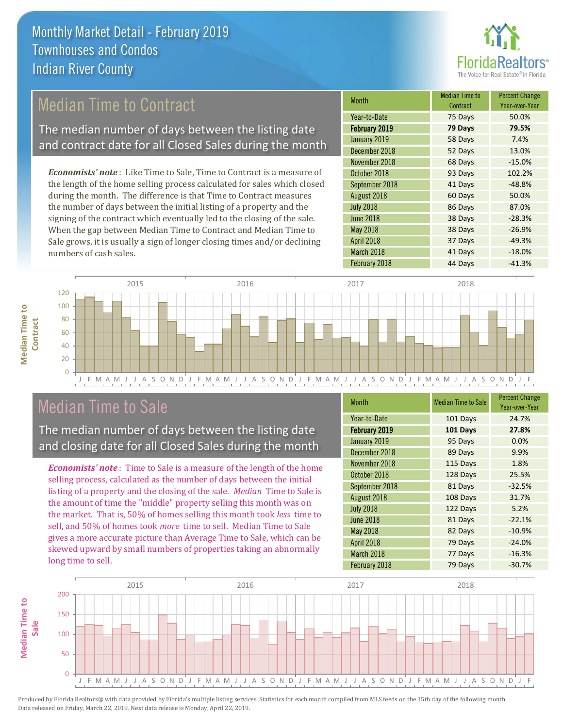# Monthly Market Detail - February 2019
## Townhouses and Condos
## Indian River County

## Median Time to Contract

The median number of days between the listing date and contract date for all Closed Sales during the month

*Economists' note*: Like Time to Sale, Time to Contract is a measure of the length of the home selling process calculated for sales which closed during the month. The difference is that Time to Contract measures the number of days between the initial listing of a property and the signing of the contract which eventually led to the closing of the sale. When the gap between Median Time to Contract and Median Time to Sale grows, it is usually a sign of longer closing times and/or declining numbers of cash sales.

| Month | Median Time to Contract | Percent Change Year-over-Year |
|---|---|---|
| Year-to-Date | 75 Days | 50.0% |
| **February 2019** | **79 Days** | **79.5%** |
| January 2019 | 58 Days | 7.4% |
| December 2018 | 52 Days | 13.0% |
| November 2018 | 68 Days | -15.0% |
| October 2018 | 93 Days | 102.2% |
| September 2018 | 41 Days | -48.8% |
| August 2018 | 60 Days | 50.0% |
| July 2018 | 86 Days | 87.0% |
| June 2018 | 38 Days | -28.3% |
| May 2018 | 38 Days | -26.9% |
| April 2018 | 37 Days | -49.3% |
| March 2018 | 41 Days | -18.0% |
| February 2018 | 44 Days | -41.3% |

## Median Time to Sale

The median number of days between the listing date and closing date for all Closed Sales during the month

*Economists' note*: Time to Sale is a measure of the length of the home selling process, calculated as the number of days between the initial listing of a property and the closing of the sale. *Median* Time to Sale is the amount of time the "middle" property selling this month was on the market. That is, 50% of homes selling this month took *less* time to sell, and 50% of homes took *more* time to sell. Median Time to Sale gives a more accurate picture than Average Time to Sale, which can be skewed upward by small numbers of properties taking an abnormally long time to sell.

| Month | Median Time to Sale | Percent Change Year-over-Year |
|---|---|---|
| Year-to-Date | 101 Days | 24.7% |
| **February 2019** | **101 Days** | **27.8%** |
| January 2019 | 95 Days | 0.0% |
| December 2018 | 89 Days | 9.9% |
| November 2018 | 115 Days | 1.8% |
| October 2018 | 128 Days | 25.5% |
| September 2018 | 81 Days | -32.5% |
| August 2018 | 108 Days | 31.7% |
| July 2018 | 122 Days | 5.2% |
| June 2018 | 81 Days | -22.1% |
| May 2018 | 82 Days | -10.9% |
| April 2018 | 79 Days | -24.0% |
| March 2018 | 77 Days | -16.3% |
| February 2018 | 79 Days | -30.7% |

Produced by Florida Realtors® with data provided by Florida's multiple listing services. Statistics for each month compiled from MLS feeds on the 15th day of the following month. Data released on Friday, March 22, 2019. Next data release is Monday, April 22, 2019.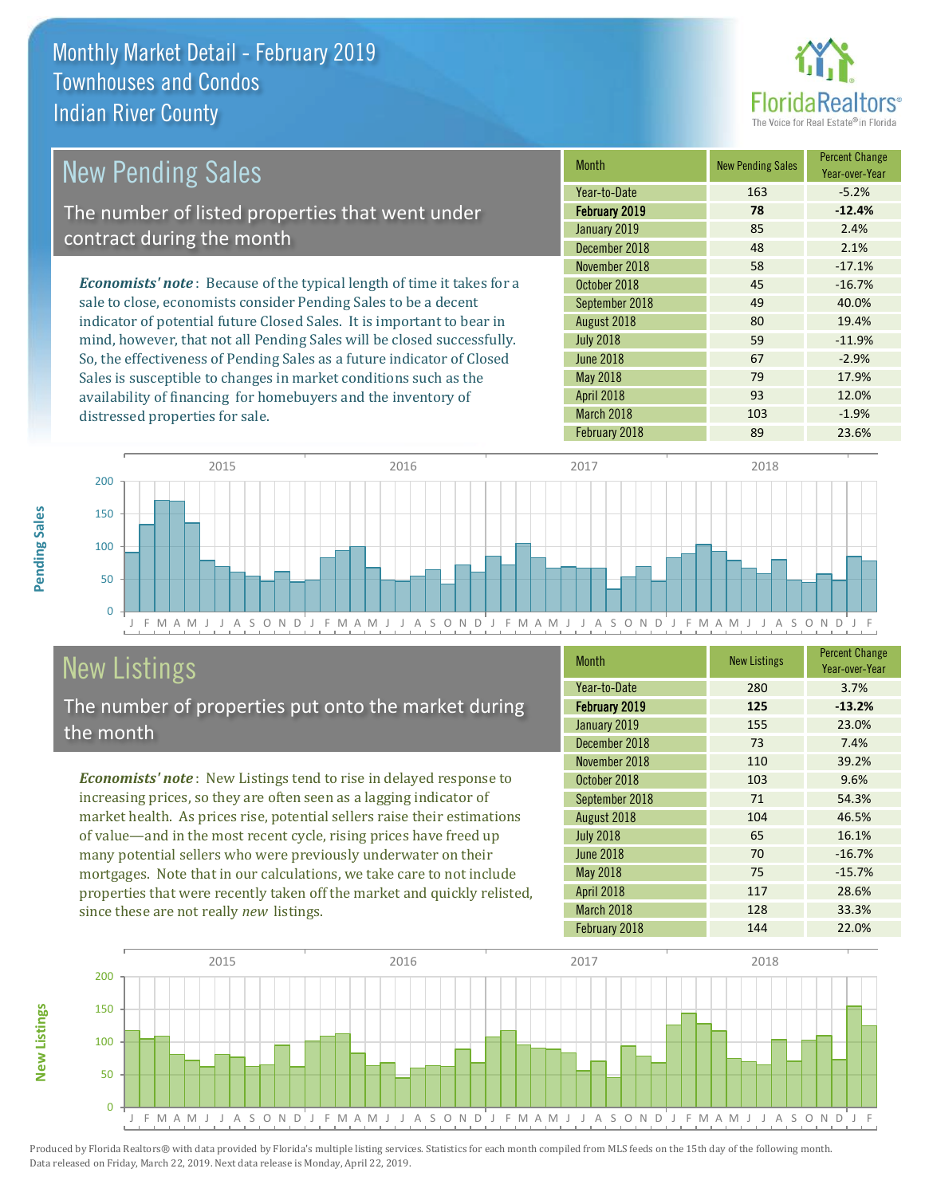# Monthly Market Detail - February 2019
## Townhouses and Condos
## Indian River County

## New Pending Sales

The number of listed properties that went under contract during the month

*Economists' note*: Because of the typical length of time it takes for a sale to close, economists consider Pending Sales to be a decent indicator of potential future Closed Sales. It is important to bear in mind, however, that not all Pending Sales will be closed successfully. So, the effectiveness of Pending Sales as a future indicator of Closed Sales is susceptible to changes in market conditions such as the availability of financing for homebuyers and the inventory of distressed properties for sale.

| Month | New Pending Sales | Percent Change Year-over-Year |
|---|---|---|
| Year-to-Date | 163 | -5.2% |
| **February 2019** | **78** | **-12.4%** |
| January 2019 | 85 | 2.4% |
| December 2018 | 48 | 2.1% |
| November 2018 | 58 | -17.1% |
| October 2018 | 45 | -16.7% |
| September 2018 | 49 | 40.0% |
| August 2018 | 80 | 19.4% |
| July 2018 | 59 | -11.9% |
| June 2018 | 67 | -2.9% |
| May 2018 | 79 | 17.9% |
| April 2018 | 93 | 12.0% |
| March 2018 | 103 | -1.9% |
| February 2018 | 89 | 23.6% |

## New Listings

The number of properties put onto the market during the month

*Economists' note*: New Listings tend to rise in delayed response to increasing prices, so they are often seen as a lagging indicator of market health. As prices rise, potential sellers raise their estimations of value—and in the most recent cycle, rising prices have freed up many potential sellers who were previously underwater on their mortgages. Note that in our calculations, we take care to not include properties that were recently taken off the market and quickly relisted, since these are not really *new* listings.

| Month | New Listings | Percent Change Year-over-Year |
|---|---|---|
| Year-to-Date | 280 | 3.7% |
| **February 2019** | **125** | **-13.2%** |
| January 2019 | 155 | 23.0% |
| December 2018 | 73 | 7.4% |
| November 2018 | 110 | 39.2% |
| October 2018 | 103 | 9.6% |
| September 2018 | 71 | 54.3% |
| August 2018 | 104 | 46.5% |
| July 2018 | 65 | 16.1% |
| June 2018 | 70 | -16.7% |
| May 2018 | 75 | -15.7% |
| April 2018 | 117 | 28.6% |
| March 2018 | 128 | 33.3% |
| February 2018 | 144 | 22.0% |

Produced by Florida Realtors® with data provided by Florida's multiple listing services. Statistics for each month compiled from MLS feeds on the 15th day of the following month. Data released on Friday, March 22, 2019. Next data release is Monday, April 22, 2019.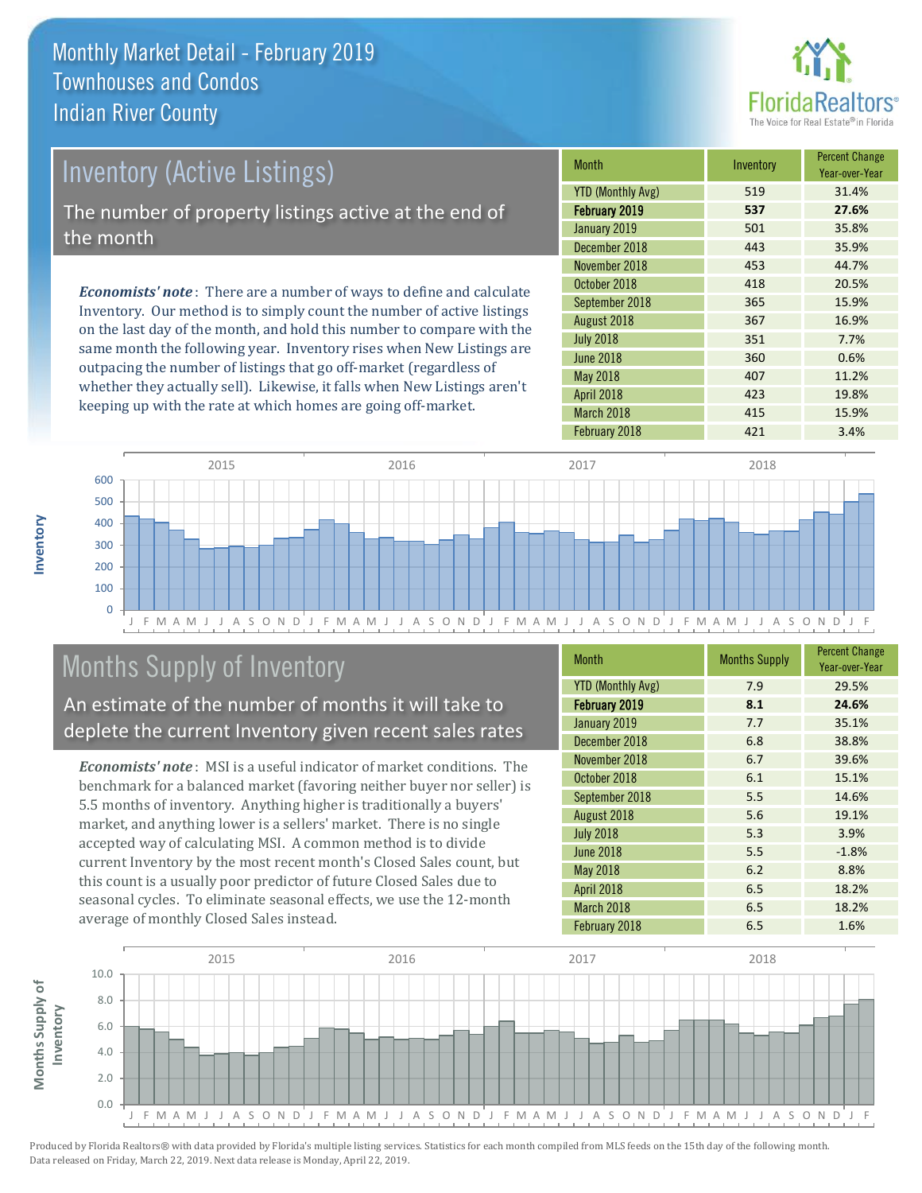# Monthly Market Detail - February 2019
## Townhouses and Condos
## Indian River County

## Inventory (Active Listings)

The number of property listings active at the end of the month

***Economists' note***: There are a number of ways to define and calculate Inventory. Our method is to simply count the number of active listings on the last day of the month, and hold this number to compare with the same month the following year. Inventory rises when New Listings are outpacing the number of listings that go off-market (regardless of whether they actually sell). Likewise, it falls when New Listings aren't keeping up with the rate at which homes are going off-market.

| Month | Inventory | Percent Change Year-over-Year |
|---|---|---|
| YTD (Monthly Avg) | 519 | 31.4% |
| **February 2019** | **537** | **27.6%** |
| January 2019 | 501 | 35.8% |
| December 2018 | 443 | 35.9% |
| November 2018 | 453 | 44.7% |
| October 2018 | 418 | 20.5% |
| September 2018 | 365 | 15.9% |
| August 2018 | 367 | 16.9% |
| July 2018 | 351 | 7.7% |
| June 2018 | 360 | 0.6% |
| May 2018 | 407 | 11.2% |
| April 2018 | 423 | 19.8% |
| March 2018 | 415 | 15.9% |
| February 2018 | 421 | 3.4% |

## Months Supply of Inventory

An estimate of the number of months it will take to deplete the current Inventory given recent sales rates

***Economists' note***: MSI is a useful indicator of market conditions. The benchmark for a balanced market (favoring neither buyer nor seller) is 5.5 months of inventory. Anything higher is traditionally a buyers' market, and anything lower is a sellers' market. There is no single accepted way of calculating MSI. A common method is to divide current Inventory by the most recent month's Closed Sales count, but this count is a usually poor predictor of future Closed Sales due to seasonal cycles. To eliminate seasonal effects, we use the 12-month average of monthly Closed Sales instead.

| Month | Months Supply | Percent Change Year-over-Year |
|---|---|---|
| YTD (Monthly Avg) | 7.9 | 29.5% |
| **February 2019** | **8.1** | **24.6%** |
| January 2019 | 7.7 | 35.1% |
| December 2018 | 6.8 | 38.8% |
| November 2018 | 6.7 | 39.6% |
| October 2018 | 6.1 | 15.1% |
| September 2018 | 5.5 | 14.6% |
| August 2018 | 5.6 | 19.1% |
| July 2018 | 5.3 | 3.9% |
| June 2018 | 5.5 | -1.8% |
| May 2018 | 6.2 | 8.8% |
| April 2018 | 6.5 | 18.2% |
| March 2018 | 6.5 | 18.2% |
| February 2018 | 6.5 | 1.6% |

Produced by Florida Realtors® with data provided by Florida's multiple listing services. Statistics for each month compiled from MLS feeds on the 15th day of the following month. Data released on Friday, March 22, 2019. Next data release is Monday, April 22, 2019.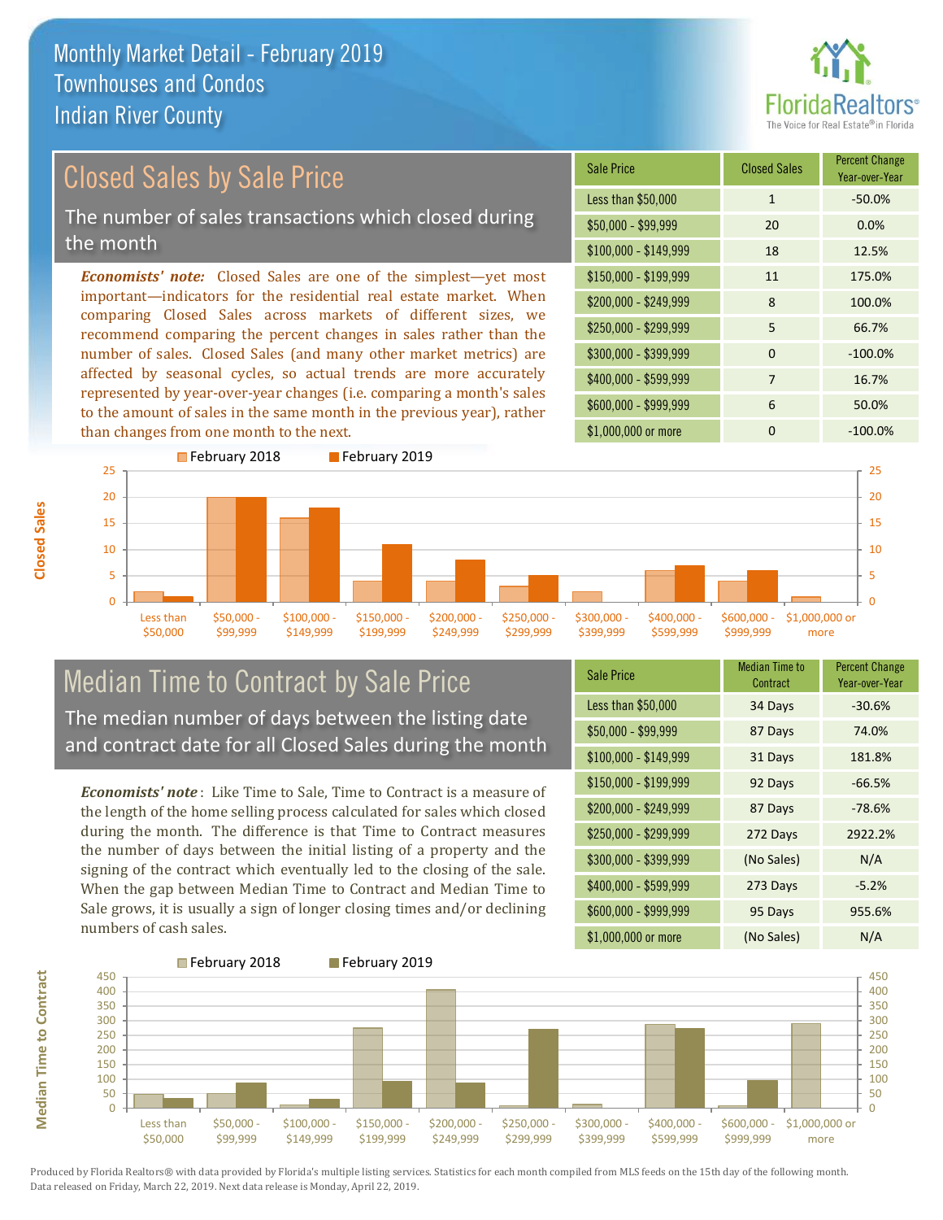# Monthly Market Detail - February 2019
## Townhouses and Condos
## Indian River County

## Closed Sales by Sale Price

The number of sales transactions which closed during the month

*Economists' note:* Closed Sales are one of the simplest—yet most important—indicators for the residential real estate market. When comparing Closed Sales across markets of different sizes, we recommend comparing the percent changes in sales rather than the number of sales. Closed Sales (and many other market metrics) are affected by seasonal cycles, so actual trends are more accurately represented by year-over-year changes (i.e. comparing a month's sales to the amount of sales in the same month in the previous year), rather than changes from one month to the next.

| Sale Price | Closed Sales | Percent Change Year-over-Year |
|---|---|---|
| Less than $50,000 | 1 | -50.0% |
| $50,000 - $99,999 | 20 | 0.0% |
| $100,000 - $149,999 | 18 | 12.5% |
| $150,000 - $199,999 | 11 | 175.0% |
| $200,000 - $249,999 | 8 | 100.0% |
| $250,000 - $299,999 | 5 | 66.7% |
| $300,000 - $399,999 | 0 | -100.0% |
| $400,000 - $599,999 | 7 | 16.7% |
| $600,000 - $999,999 | 6 | 50.0% |
| $1,000,000 or more | 0 | -100.0% |

## Median Time to Contract by Sale Price

The median number of days between the listing date and contract date for all Closed Sales during the month

*Economists' note*: Like Time to Sale, Time to Contract is a measure of the length of the home selling process calculated for sales which closed during the month. The difference is that Time to Contract measures the number of days between the initial listing of a property and the signing of the contract which eventually led to the closing of the sale. When the gap between Median Time to Contract and Median Time to Sale grows, it is usually a sign of longer closing times and/or declining numbers of cash sales.

| Sale Price | Median Time to Contract | Percent Change Year-over-Year |
|---|---|---|
| Less than $50,000 | 34 Days | -30.6% |
| $50,000 - $99,999 | 87 Days | 74.0% |
| $100,000 - $149,999 | 31 Days | 181.8% |
| $150,000 - $199,999 | 92 Days | -66.5% |
| $200,000 - $249,999 | 87 Days | -78.6% |
| $250,000 - $299,999 | 272 Days | 2922.2% |
| $300,000 - $399,999 | (No Sales) | N/A |
| $400,000 - $599,999 | 273 Days | -5.2% |
| $600,000 - $999,999 | 95 Days | 955.6% |
| $1,000,000 or more | (No Sales) | N/A |

Produced by Florida Realtors® with data provided by Florida's multiple listing services. Statistics for each month compiled from MLS feeds on the 15th day of the following month. Data released on Friday, March 22, 2019. Next data release is Monday, April 22, 2019.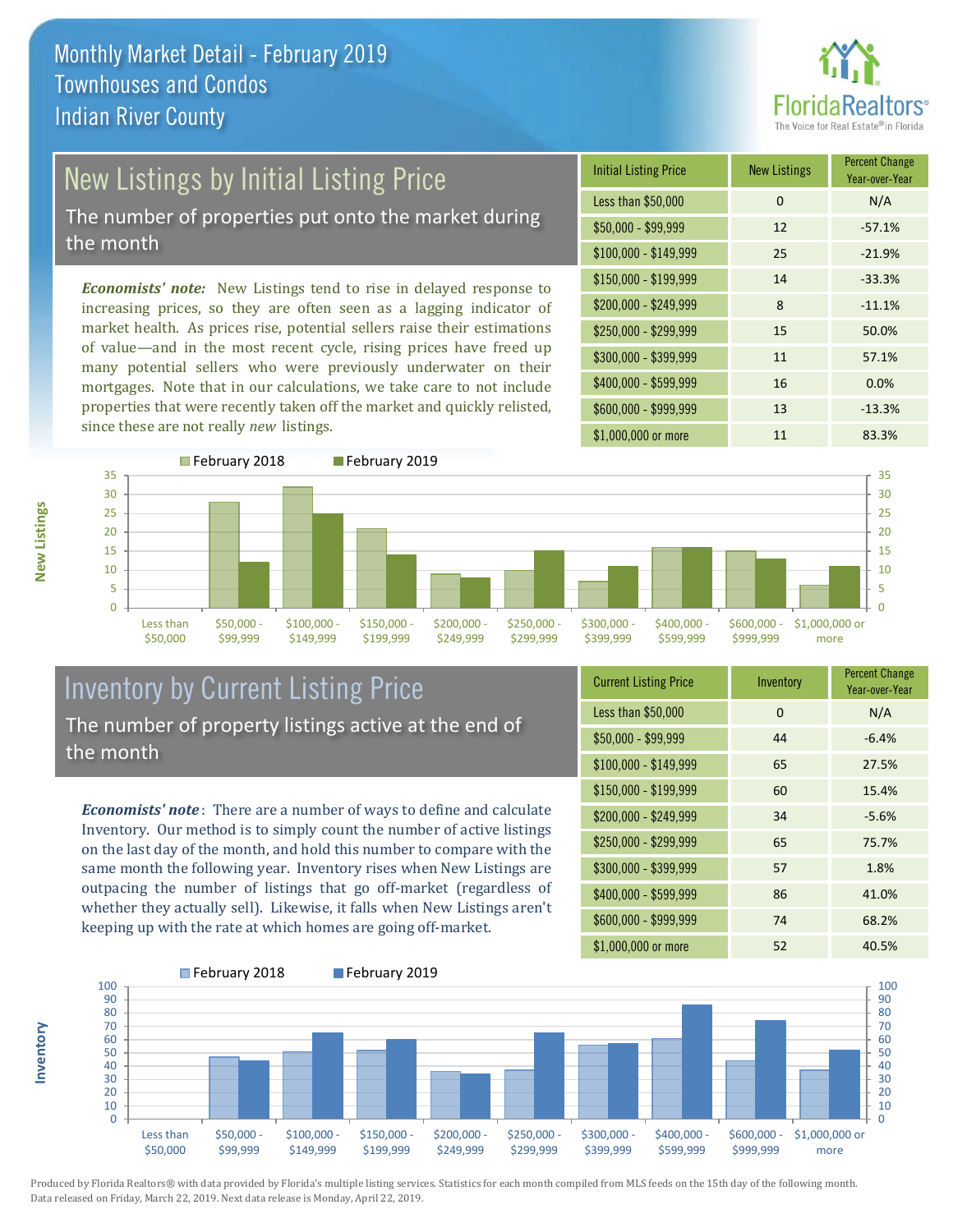# Monthly Market Detail - February 2019
## Townhouses and Condos
## Indian River County

## New Listings by Initial Listing Price

The number of properties put onto the market during the month

*Economists' note:* New Listings tend to rise in delayed response to increasing prices, so they are often seen as a lagging indicator of market health. As prices rise, potential sellers raise their estimations of value—and in the most recent cycle, rising prices have freed up many potential sellers who were previously underwater on their mortgages. Note that in our calculations, we take care to not include properties that were recently taken off the market and quickly relisted, since these are not really *new* listings.

| Initial Listing Price | New Listings | Percent Change Year-over-Year |
|---|---|---|
| Less than $50,000 | 0 | N/A |
| $50,000 - $99,999 | 12 | -57.1% |
| $100,000 - $149,999 | 25 | -21.9% |
| $150,000 - $199,999 | 14 | -33.3% |
| $200,000 - $249,999 | 8 | -11.1% |
| $250,000 - $299,999 | 15 | 50.0% |
| $300,000 - $399,999 | 11 | 57.1% |
| $400,000 - $599,999 | 16 | 0.0% |
| $600,000 - $999,999 | 13 | -13.3% |
| $1,000,000 or more | 11 | 83.3% |

## Inventory by Current Listing Price

The number of property listings active at the end of the month

*Economists' note*: There are a number of ways to define and calculate Inventory. Our method is to simply count the number of active listings on the last day of the month, and hold this number to compare with the same month the following year. Inventory rises when New Listings are outpacing the number of listings that go off-market (regardless of whether they actually sell). Likewise, it falls when New Listings aren't keeping up with the rate at which homes are going off-market.

| Current Listing Price | Inventory | Percent Change Year-over-Year |
|---|---|---|
| Less than $50,000 | 0 | N/A |
| $50,000 - $99,999 | 44 | -6.4% |
| $100,000 - $149,999 | 65 | 27.5% |
| $150,000 - $199,999 | 60 | 15.4% |
| $200,000 - $249,999 | 34 | -5.6% |
| $250,000 - $299,999 | 65 | 75.7% |
| $300,000 - $399,999 | 57 | 1.8% |
| $400,000 - $599,999 | 86 | 41.0% |
| $600,000 - $999,999 | 74 | 68.2% |
| $1,000,000 or more | 52 | 40.5% |

Produced by Florida Realtors® with data provided by Florida's multiple listing services. Statistics for each month compiled from MLS feeds on the 15th day of the following month. Data released on Friday, March 22, 2019. Next data release is Monday, April 22, 2019.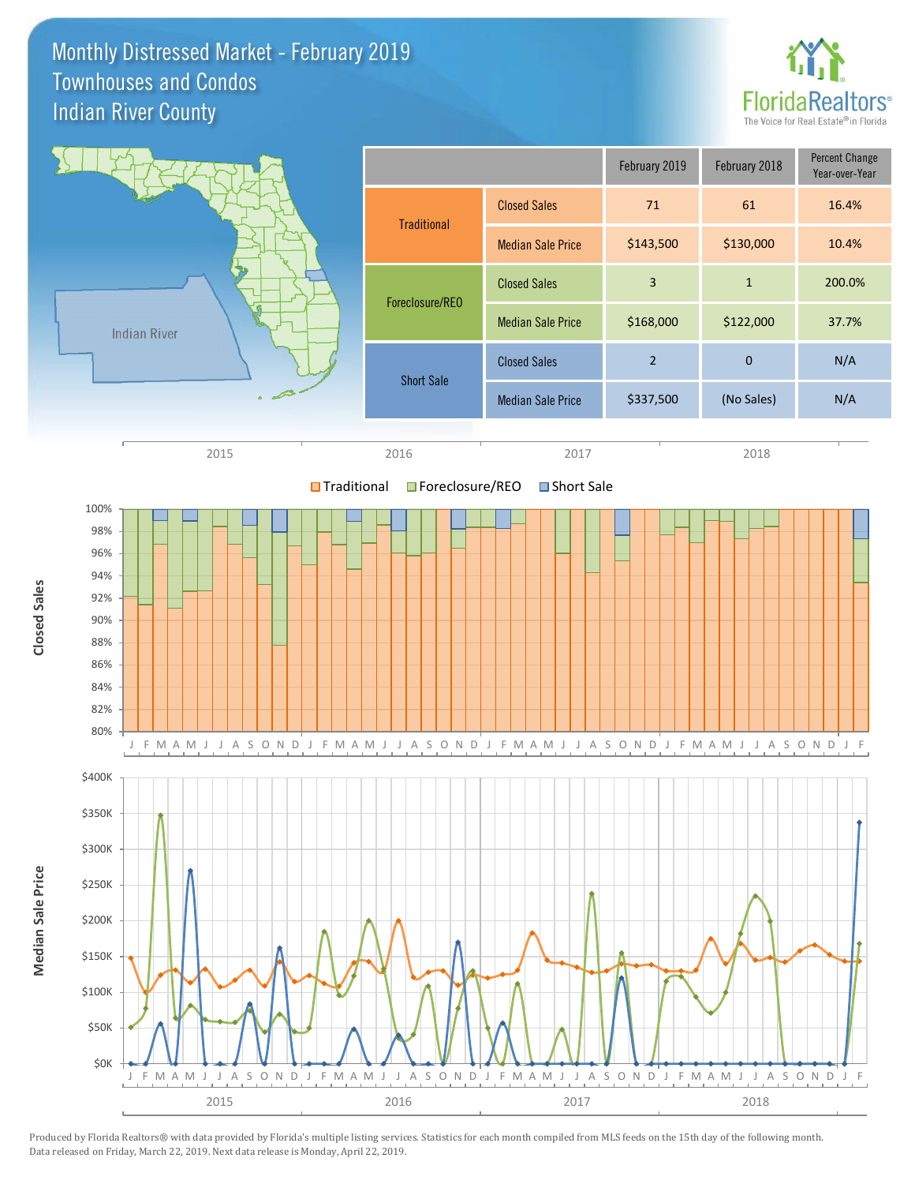# Monthly Distressed Market - February 2019
## Townhouses and Condos
## Indian River County

FloridaRealtors®
The Voice for Real Estate® in Florida

Indian River

| | | February 2019 | February 2018 | Percent Change Year-over-Year |
|---|---|---|---|---|
| Traditional | Closed Sales | 71 | 61 | 16.4% |
| | Median Sale Price | $143,500 | $130,000 | 10.4% |
| Foreclosure/REO | Closed Sales | 3 | 1 | 200.0% |
| | Median Sale Price | $168,000 | $122,000 | 37.7% |
| Short Sale | Closed Sales | 2 | 0 | N/A |
| | Median Sale Price | $337,500 | (No Sales) | N/A |

2015 2016 2017 2018

Traditional Foreclosure/REO Short Sale

Closed Sales

100% 98% 96% 94% 92% 90% 88% 86% 84% 82% 80%

J F M A M J J A S O N D J F M A M J J A S O N D J F M A M J J A S O N D J F M A M J J A S O N D J F

Median Sale Price

$400K $350K $300K $250K $200K $150K $100K $50K $0K

J F M A M J J A S O N D J F M A M J J A S O N D J F M A M J J A S O N D J F M A M J J A S O N D J F

2015 2016 2017 2018

Produced by Florida Realtors® with data provided by Florida's multiple listing services. Statistics for each month compiled from MLS feeds on the 15th day of the following month. Data released on Friday, March 22, 2019. Next data release is Monday, April 22, 2019.